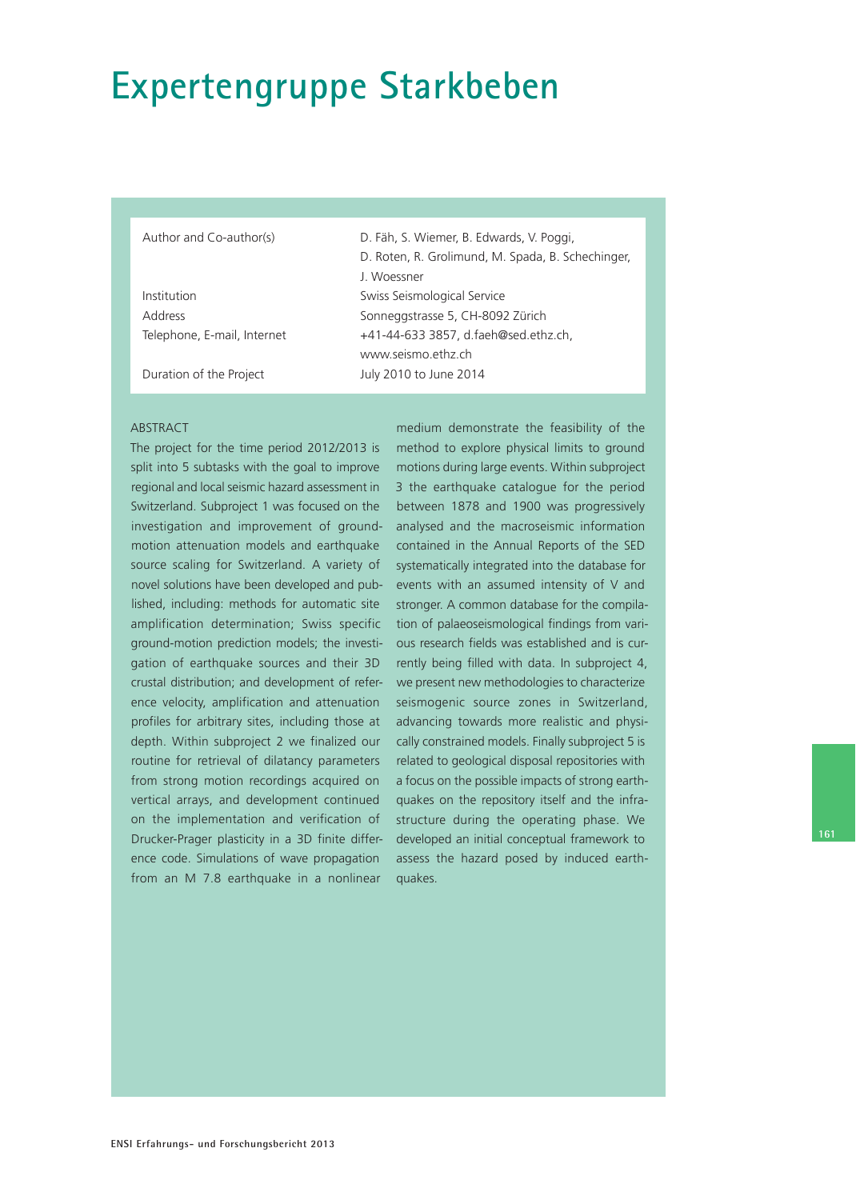# Expertengruppe Starkbeben

| | |
|---|---|
| Author and Co-author(s) | D. Fäh, S. Wiemer, B. Edwards, V. Poggi, D. Roten, R. Grolimund, M. Spada, B. Schechinger, J. Woessner |
| Institution | Swiss Seismological Service |
| Address | Sonneggstrasse 5, CH-8092 Zürich |
| Telephone, E-mail, Internet | +41-44-633 3857, d.faeh@sed.ethz.ch, www.seismo.ethz.ch |
| Duration of the Project | July 2010 to June 2014 |

ABSTRACT

The project for the time period 2012/2013 is split into 5 subtasks with the goal to improve regional and local seismic hazard assessment in Switzerland. Subproject 1 was focused on the investigation and improvement of ground-motion attenuation models and earthquake source scaling for Switzerland. A variety of novel solutions have been developed and published, including: methods for automatic site amplification determination; Swiss specific ground-motion prediction models; the investigation of earthquake sources and their 3D crustal distribution; and development of reference velocity, amplification and attenuation profiles for arbitrary sites, including those at depth. Within subproject 2 we finalized our routine for retrieval of dilatancy parameters from strong motion recordings acquired on vertical arrays, and development continued on the implementation and verification of Drucker-Prager plasticity in a 3D finite difference code. Simulations of wave propagation from an M 7.8 earthquake in a nonlinear medium demonstrate the feasibility of the method to explore physical limits to ground motions during large events. Within subproject 3 the earthquake catalogue for the period between 1878 and 1900 was progressively analysed and the macroseismic information contained in the Annual Reports of the SED systematically integrated into the database for events with an assumed intensity of V and stronger. A common database for the compilation of palaeoseismological findings from various research fields was established and is currently being filled with data. In subproject 4, we present new methodologies to characterize seismogenic source zones in Switzerland, advancing towards more realistic and physically constrained models. Finally subproject 5 is related to geological disposal repositories with a focus on the possible impacts of strong earthquakes on the repository itself and the infrastructure during the operating phase. We developed an initial conceptual framework to assess the hazard posed by induced earthquakes.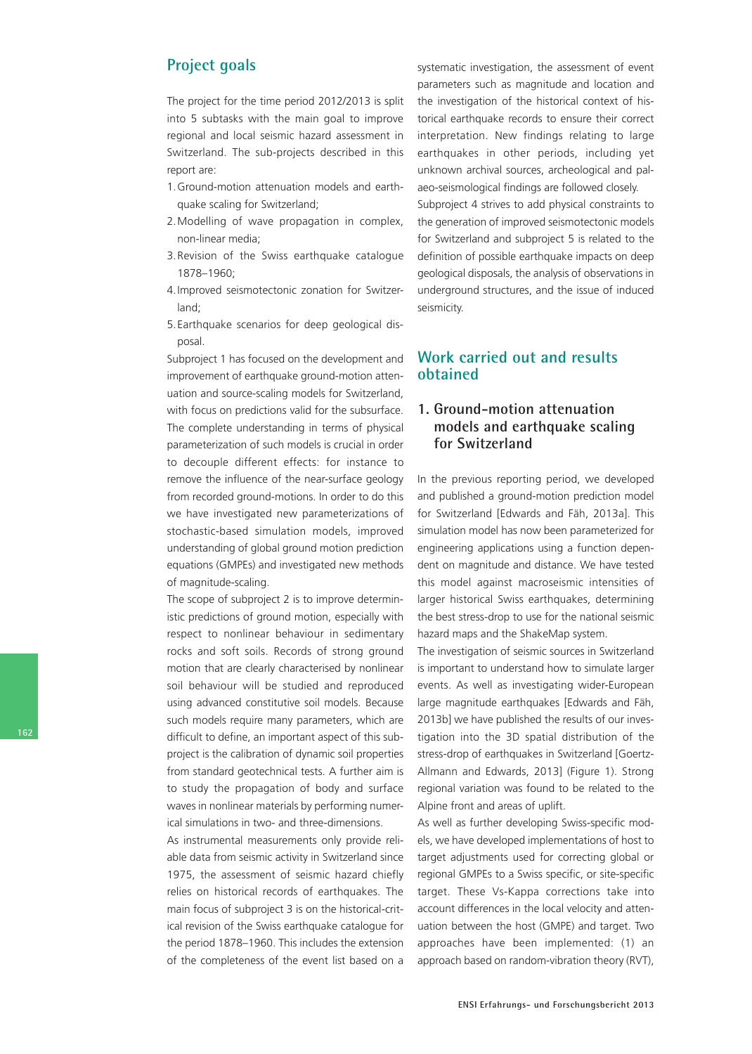## Project goals

The project for the time period 2012/2013 is split into 5 subtasks with the main goal to improve regional and local seismic hazard assessment in Switzerland. The sub-projects described in this report are:

1. Ground-motion attenuation models and earthquake scaling for Switzerland;
2. Modelling of wave propagation in complex, non-linear media;
3. Revision of the Swiss earthquake catalogue 1878–1960;
4. Improved seismotectonic zonation for Switzerland;
5. Earthquake scenarios for deep geological disposal.

Subproject 1 has focused on the development and improvement of earthquake ground-motion attenuation and source-scaling models for Switzerland, with focus on predictions valid for the subsurface. The complete understanding in terms of physical parameterization of such models is crucial in order to decouple different effects: for instance to remove the influence of the near-surface geology from recorded ground-motions. In order to do this we have investigated new parameterizations of stochastic-based simulation models, improved understanding of global ground motion prediction equations (GMPEs) and investigated new methods of magnitude-scaling.

The scope of subproject 2 is to improve deterministic predictions of ground motion, especially with respect to nonlinear behaviour in sedimentary rocks and soft soils. Records of strong ground motion that are clearly characterised by nonlinear soil behaviour will be studied and reproduced using advanced constitutive soil models. Because such models require many parameters, which are difficult to define, an important aspect of this subproject is the calibration of dynamic soil properties from standard geotechnical tests. A further aim is to study the propagation of body and surface waves in nonlinear materials by performing numerical simulations in two- and three-dimensions.

As instrumental measurements only provide reliable data from seismic activity in Switzerland since 1975, the assessment of seismic hazard chiefly relies on historical records of earthquakes. The main focus of subproject 3 is on the historical-critical revision of the Swiss earthquake catalogue for the period 1878–1960. This includes the extension of the completeness of the event list based on a systematic investigation, the assessment of event parameters such as magnitude and location and the investigation of the historical context of historical earthquake records to ensure their correct interpretation. New findings relating to large earthquakes in other periods, including yet unknown archival sources, archeological and palaeo-seismological findings are followed closely.

Subproject 4 strives to add physical constraints to the generation of improved seismotectonic models for Switzerland and subproject 5 is related to the definition of possible earthquake impacts on deep geological disposals, the analysis of observations in underground structures, and the issue of induced seismicity.

## Work carried out and results obtained

### 1. Ground-motion attenuation models and earthquake scaling for Switzerland

In the previous reporting period, we developed and published a ground-motion prediction model for Switzerland [Edwards and Fäh, 2013a]. This simulation model has now been parameterized for engineering applications using a function dependent on magnitude and distance. We have tested this model against macroseismic intensities of larger historical Swiss earthquakes, determining the best stress-drop to use for the national seismic hazard maps and the ShakeMap system.

The investigation of seismic sources in Switzerland is important to understand how to simulate larger events. As well as investigating wider-European large magnitude earthquakes [Edwards and Fäh, 2013b] we have published the results of our investigation into the 3D spatial distribution of the stress-drop of earthquakes in Switzerland [Goertz-Allmann and Edwards, 2013] (Figure 1). Strong regional variation was found to be related to the Alpine front and areas of uplift.

As well as further developing Swiss-specific models, we have developed implementations of host to target adjustments used for correcting global or regional GMPEs to a Swiss specific, or site-specific target. These Vs-Kappa corrections take into account differences in the local velocity and attenuation between the host (GMPE) and target. Two approaches have been implemented: (1) an approach based on random-vibration theory (RVT),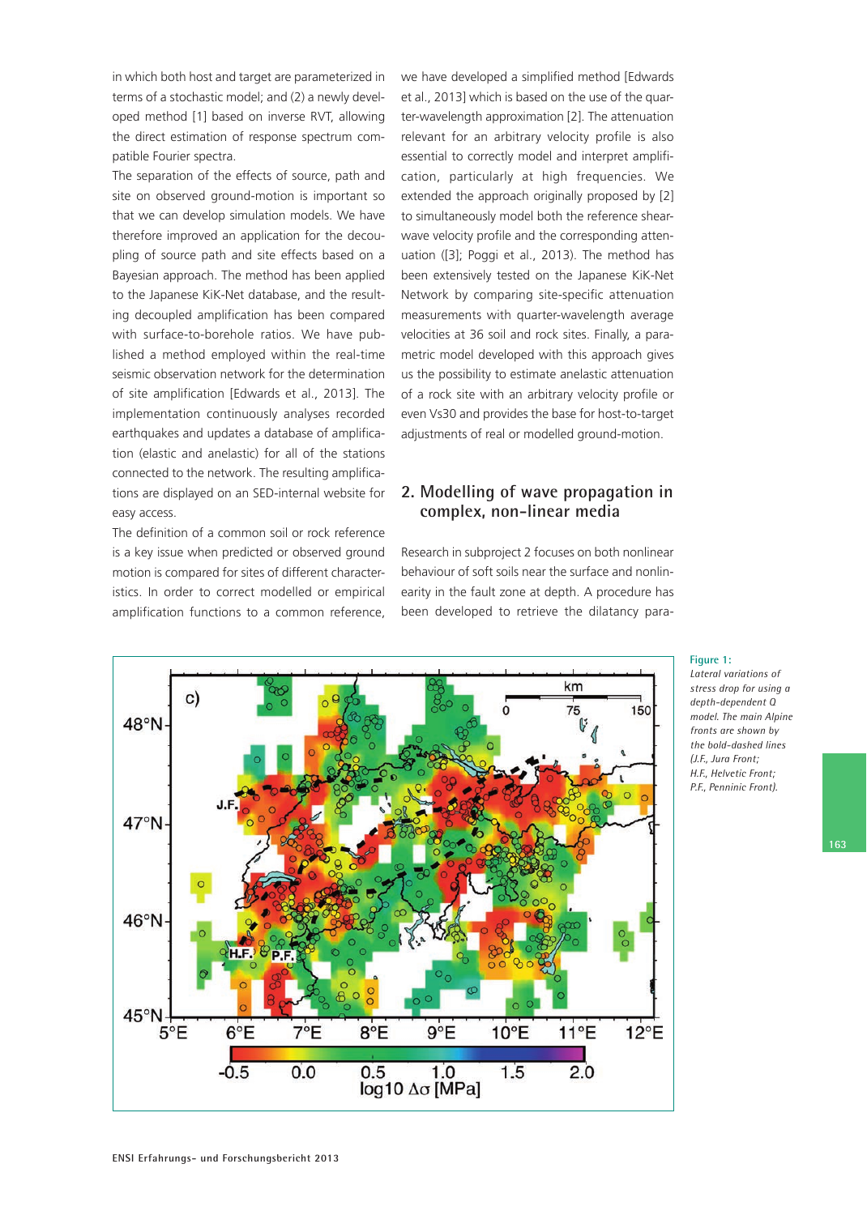in which both host and target are parameterized in terms of a stochastic model; and (2) a newly developed method [1] based on inverse RVT, allowing the direct estimation of response spectrum compatible Fourier spectra.

The separation of the effects of source, path and site on observed ground-motion is important so that we can develop simulation models. We have therefore improved an application for the decoupling of source path and site effects based on a Bayesian approach. The method has been applied to the Japanese KiK-Net database, and the resulting decoupled amplification has been compared with surface-to-borehole ratios. We have published a method employed within the real-time seismic observation network for the determination of site amplification [Edwards et al., 2013]. The implementation continuously analyses recorded earthquakes and updates a database of amplification (elastic and anelastic) for all of the stations connected to the network. The resulting amplifications are displayed on an SED-internal website for easy access.

The definition of a common soil or rock reference is a key issue when predicted or observed ground motion is compared for sites of different characteristics. In order to correct modelled or empirical amplification functions to a common reference, we have developed a simplified method [Edwards et al., 2013] which is based on the use of the quarter-wavelength approximation [2]. The attenuation relevant for an arbitrary velocity profile is also essential to correctly model and interpret amplification, particularly at high frequencies. We extended the approach originally proposed by [2] to simultaneously model both the reference shear-wave velocity profile and the corresponding attenuation ([3]; Poggi et al., 2013). The method has been extensively tested on the Japanese KiK-Net Network by comparing site-specific attenuation measurements with quarter-wavelength average velocities at 36 soil and rock sites. Finally, a parametric model developed with this approach gives us the possibility to estimate anelastic attenuation of a rock site with an arbitrary velocity profile or even Vs30 and provides the base for host-to-target adjustments of real or modelled ground-motion.

## 2. Modelling of wave propagation in complex, non-linear media

Research in subproject 2 focuses on both nonlinear behaviour of soft soils near the surface and nonlinearity in the fault zone at depth. A procedure has been developed to retrieve the dilatancy para-

Figure 1:
*Lateral variations of stress drop for using a depth-dependent Q model. The main Alpine fronts are shown by the bold-dashed lines (J.F., Jura Front; H.F., Helvetic Front; P.F., Penninic Front).*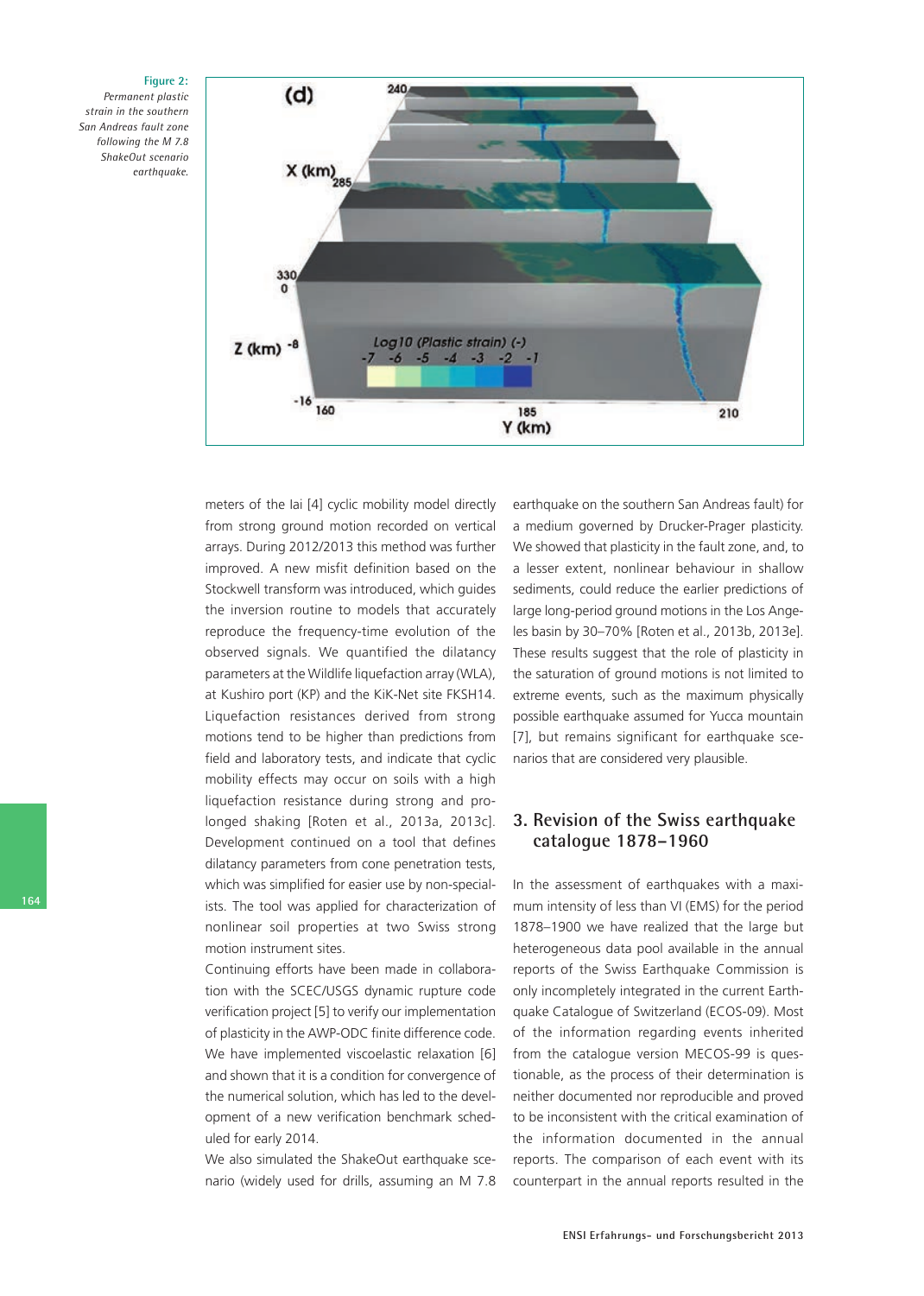**Figure 2:** *Permanent plastic strain in the southern San Andreas fault zone following the M 7.8 ShakeOut scenario earthquake.*

meters of the Iai [4] cyclic mobility model directly from strong ground motion recorded on vertical arrays. During 2012/2013 this method was further improved. A new misfit definition based on the Stockwell transform was introduced, which guides the inversion routine to models that accurately reproduce the frequency-time evolution of the observed signals. We quantified the dilatancy parameters at the Wildlife liquefaction array (WLA), at Kushiro port (KP) and the KiK-Net site FKSH14. Liquefaction resistances derived from strong motions tend to be higher than predictions from field and laboratory tests, and indicate that cyclic mobility effects may occur on soils with a high liquefaction resistance during strong and prolonged shaking [Roten et al., 2013a, 2013c]. Development continued on a tool that defines dilatancy parameters from cone penetration tests, which was simplified for easier use by non-specialists. The tool was applied for characterization of nonlinear soil properties at two Swiss strong motion instrument sites.

Continuing efforts have been made in collaboration with the SCEC/USGS dynamic rupture code verification project [5] to verify our implementation of plasticity in the AWP-ODC finite difference code. We have implemented viscoelastic relaxation [6] and shown that it is a condition for convergence of the numerical solution, which has led to the development of a new verification benchmark scheduled for early 2014.

We also simulated the ShakeOut earthquake scenario (widely used for drills, assuming an M 7.8 earthquake on the southern San Andreas fault) for a medium governed by Drucker-Prager plasticity. We showed that plasticity in the fault zone, and, to a lesser extent, nonlinear behaviour in shallow sediments, could reduce the earlier predictions of large long-period ground motions in the Los Angeles basin by 30–70% [Roten et al., 2013b, 2013e]. These results suggest that the role of plasticity in the saturation of ground motions is not limited to extreme events, such as the maximum physically possible earthquake assumed for Yucca mountain [7], but remains significant for earthquake scenarios that are considered very plausible.

## 3. Revision of the Swiss earthquake catalogue 1878–1960

In the assessment of earthquakes with a maximum intensity of less than VI (EMS) for the period 1878–1900 we have realized that the large but heterogeneous data pool available in the annual reports of the Swiss Earthquake Commission is only incompletely integrated in the current Earthquake Catalogue of Switzerland (ECOS-09). Most of the information regarding events inherited from the catalogue version MECOS-99 is questionable, as the process of their determination is neither documented nor reproducible and proved to be inconsistent with the critical examination of the information documented in the annual reports. The comparison of each event with its counterpart in the annual reports resulted in the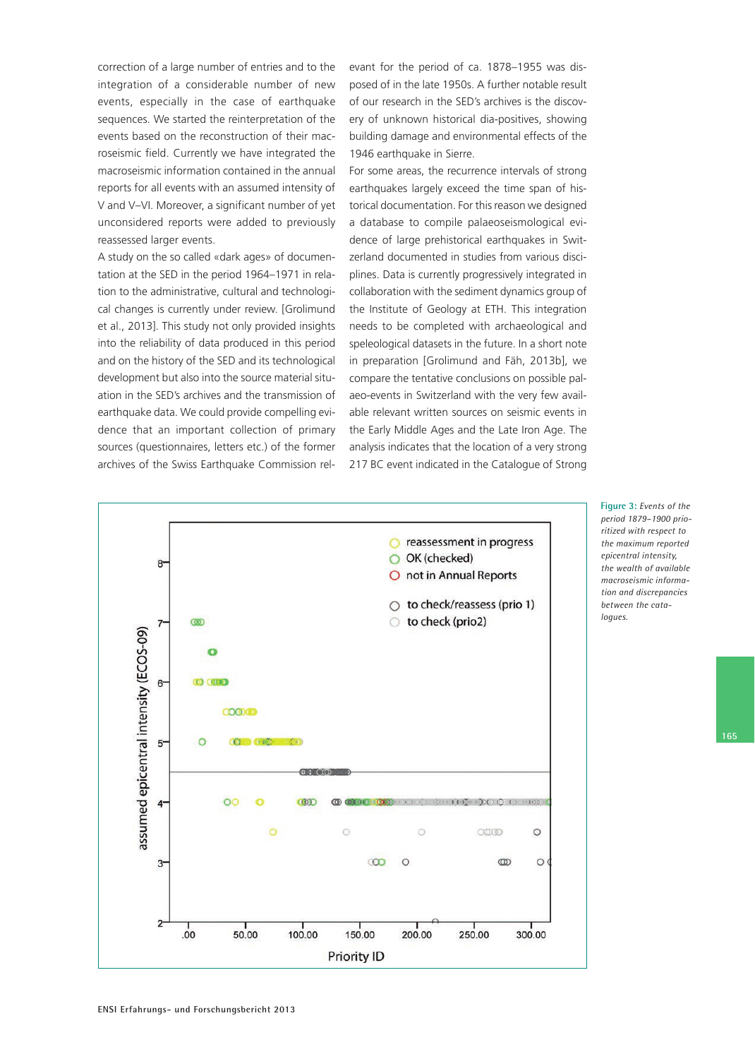correction of a large number of entries and to the integration of a considerable number of new events, especially in the case of earthquake sequences. We started the reinterpretation of the events based on the reconstruction of their macroseismic field. Currently we have integrated the macroseismic information contained in the annual reports for all events with an assumed intensity of V and V–VI. Moreover, a significant number of yet unconsidered reports were added to previously reassessed larger events.

A study on the so called «dark ages» of documentation at the SED in the period 1964–1971 in relation to the administrative, cultural and technological changes is currently under review. [Grolimund et al., 2013]. This study not only provided insights into the reliability of data produced in this period and on the history of the SED and its technological development but also into the source material situation in the SED's archives and the transmission of earthquake data. We could provide compelling evidence that an important collection of primary sources (questionnaires, letters etc.) of the former archives of the Swiss Earthquake Commission relevant for the period of ca. 1878–1955 was disposed of in the late 1950s. A further notable result of our research in the SED's archives is the discovery of unknown historical dia-positives, showing building damage and environmental effects of the 1946 earthquake in Sierre.

For some areas, the recurrence intervals of strong earthquakes largely exceed the time span of historical documentation. For this reason we designed a database to compile palaeoseismological evidence of large prehistorical earthquakes in Switzerland documented in studies from various disciplines. Data is currently progressively integrated in collaboration with the sediment dynamics group of the Institute of Geology at ETH. This integration needs to be completed with archaeological and speleological datasets in the future. In a short note in preparation [Grolimund and Fäh, 2013b], we compare the tentative conclusions on possible palaeo-events in Switzerland with the very few available relevant written sources on seismic events in the Early Middle Ages and the Late Iron Age. The analysis indicates that the location of a very strong 217 BC event indicated in the Catalogue of Strong

Figure 3: *Events of the period 1879–1900 prioritized with respect to the maximum reported epicentral intensity, the wealth of available macroseismic information and discrepancies between the catalogues.*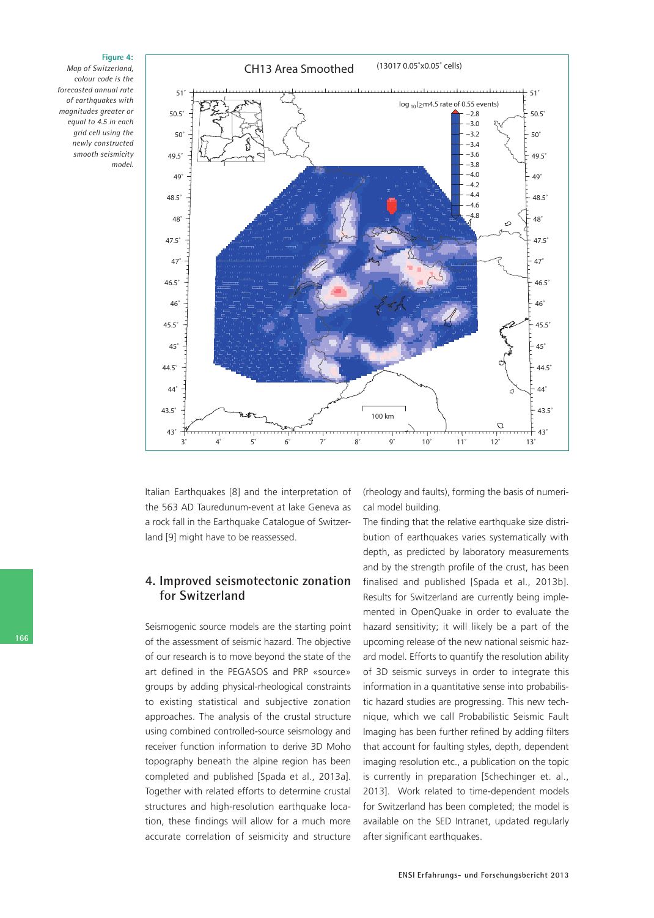*Figure 4:*
*Map of Switzerland, colour code is the forecasted annual rate of earthquakes with magnitudes greater or equal to 4.5 in each grid cell using the newly constructed smooth seismicity model.*

Italian Earthquakes [8] and the interpretation of the 563 AD Tauredunum-event at lake Geneva as a rock fall in the Earthquake Catalogue of Switzerland [9] might have to be reassessed.

## 4. Improved seismotectonic zonation for Switzerland

Seismogenic source models are the starting point of the assessment of seismic hazard. The objective of our research is to move beyond the state of the art defined in the PEGASOS and PRP «source» groups by adding physical-rheological constraints to existing statistical and subjective zonation approaches. The analysis of the crustal structure using combined controlled-source seismology and receiver function information to derive 3D Moho topography beneath the alpine region has been completed and published [Spada et al., 2013a]. Together with related efforts to determine crustal structures and high-resolution earthquake location, these findings will allow for a much more accurate correlation of seismicity and structure (rheology and faults), forming the basis of numerical model building.

The finding that the relative earthquake size distribution of earthquakes varies systematically with depth, as predicted by laboratory measurements and by the strength profile of the crust, has been finalised and published [Spada et al., 2013b]. Results for Switzerland are currently being implemented in OpenQuake in order to evaluate the hazard sensitivity; it will likely be a part of the upcoming release of the new national seismic hazard model. Efforts to quantify the resolution ability of 3D seismic surveys in order to integrate this information in a quantitative sense into probabilistic hazard studies are progressing. This new technique, which we call Probabilistic Seismic Fault Imaging has been further refined by adding filters that account for faulting styles, depth, dependent imaging resolution etc., a publication on the topic is currently in preparation [Schechinger et. al., 2013]. Work related to time-dependent models for Switzerland has been completed; the model is available on the SED Intranet, updated regularly after significant earthquakes.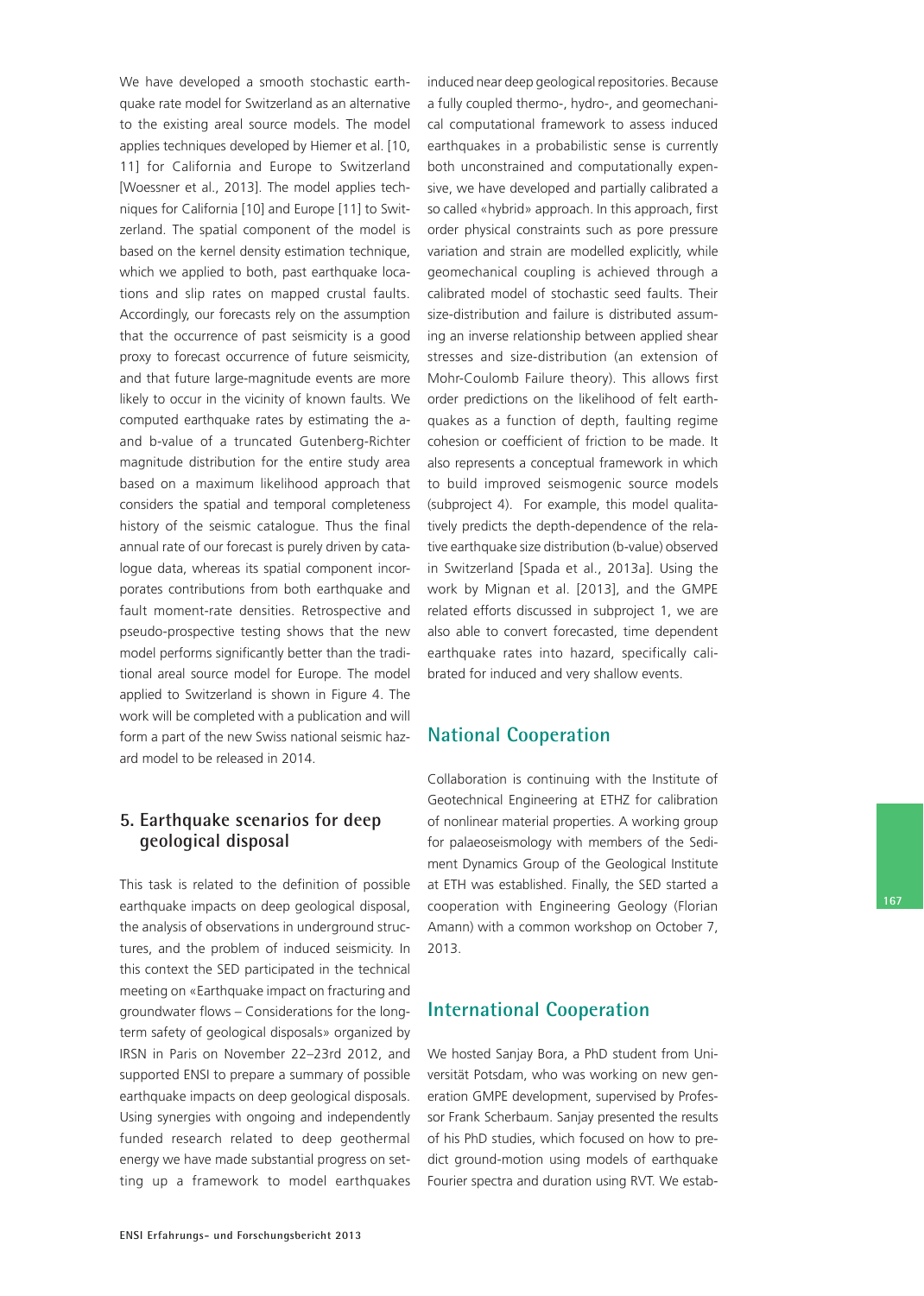We have developed a smooth stochastic earthquake rate model for Switzerland as an alternative to the existing areal source models. The model applies techniques developed by Hiemer et al. [10, 11] for California and Europe to Switzerland [Woessner et al., 2013]. The model applies techniques for California [10] and Europe [11] to Switzerland. The spatial component of the model is based on the kernel density estimation technique, which we applied to both, past earthquake locations and slip rates on mapped crustal faults. Accordingly, our forecasts rely on the assumption that the occurrence of past seismicity is a good proxy to forecast occurrence of future seismicity, and that future large-magnitude events are more likely to occur in the vicinity of known faults. We computed earthquake rates by estimating the a- and b-value of a truncated Gutenberg-Richter magnitude distribution for the entire study area based on a maximum likelihood approach that considers the spatial and temporal completeness history of the seismic catalogue. Thus the final annual rate of our forecast is purely driven by catalogue data, whereas its spatial component incorporates contributions from both earthquake and fault moment-rate densities. Retrospective and pseudo-prospective testing shows that the new model performs significantly better than the traditional areal source model for Europe. The model applied to Switzerland is shown in Figure 4. The work will be completed with a publication and will form a part of the new Swiss national seismic hazard model to be released in 2014.

## 5. Earthquake scenarios for deep geological disposal

This task is related to the definition of possible earthquake impacts on deep geological disposal, the analysis of observations in underground structures, and the problem of induced seismicity. In this context the SED participated in the technical meeting on «Earthquake impact on fracturing and groundwater flows – Considerations for the long-term safety of geological disposals» organized by IRSN in Paris on November 22–23rd 2012, and supported ENSI to prepare a summary of possible earthquake impacts on deep geological disposals. Using synergies with ongoing and independently funded research related to deep geothermal energy we have made substantial progress on setting up a framework to model earthquakes induced near deep geological repositories. Because a fully coupled thermo-, hydro-, and geomechanical computational framework to assess induced earthquakes in a probabilistic sense is currently both unconstrained and computationally expensive, we have developed and partially calibrated a so called «hybrid» approach. In this approach, first order physical constraints such as pore pressure variation and strain are modelled explicitly, while geomechanical coupling is achieved through a calibrated model of stochastic seed faults. Their size-distribution and failure is distributed assuming an inverse relationship between applied shear stresses and size-distribution (an extension of Mohr-Coulomb Failure theory). This allows first order predictions on the likelihood of felt earthquakes as a function of depth, faulting regime cohesion or coefficient of friction to be made. It also represents a conceptual framework in which to build improved seismogenic source models (subproject 4). For example, this model qualitatively predicts the depth-dependence of the relative earthquake size distribution (b-value) observed in Switzerland [Spada et al., 2013a]. Using the work by Mignan et al. [2013], and the GMPE related efforts discussed in subproject 1, we are also able to convert forecasted, time dependent earthquake rates into hazard, specifically calibrated for induced and very shallow events.

## National Cooperation

Collaboration is continuing with the Institute of Geotechnical Engineering at ETHZ for calibration of nonlinear material properties. A working group for palaeoseismology with members of the Sediment Dynamics Group of the Geological Institute at ETH was established. Finally, the SED started a cooperation with Engineering Geology (Florian Amann) with a common workshop on October 7, 2013.

## International Cooperation

We hosted Sanjay Bora, a PhD student from Universität Potsdam, who was working on new generation GMPE development, supervised by Professor Frank Scherbaum. Sanjay presented the results of his PhD studies, which focused on how to predict ground-motion using models of earthquake Fourier spectra and duration using RVT. We estab-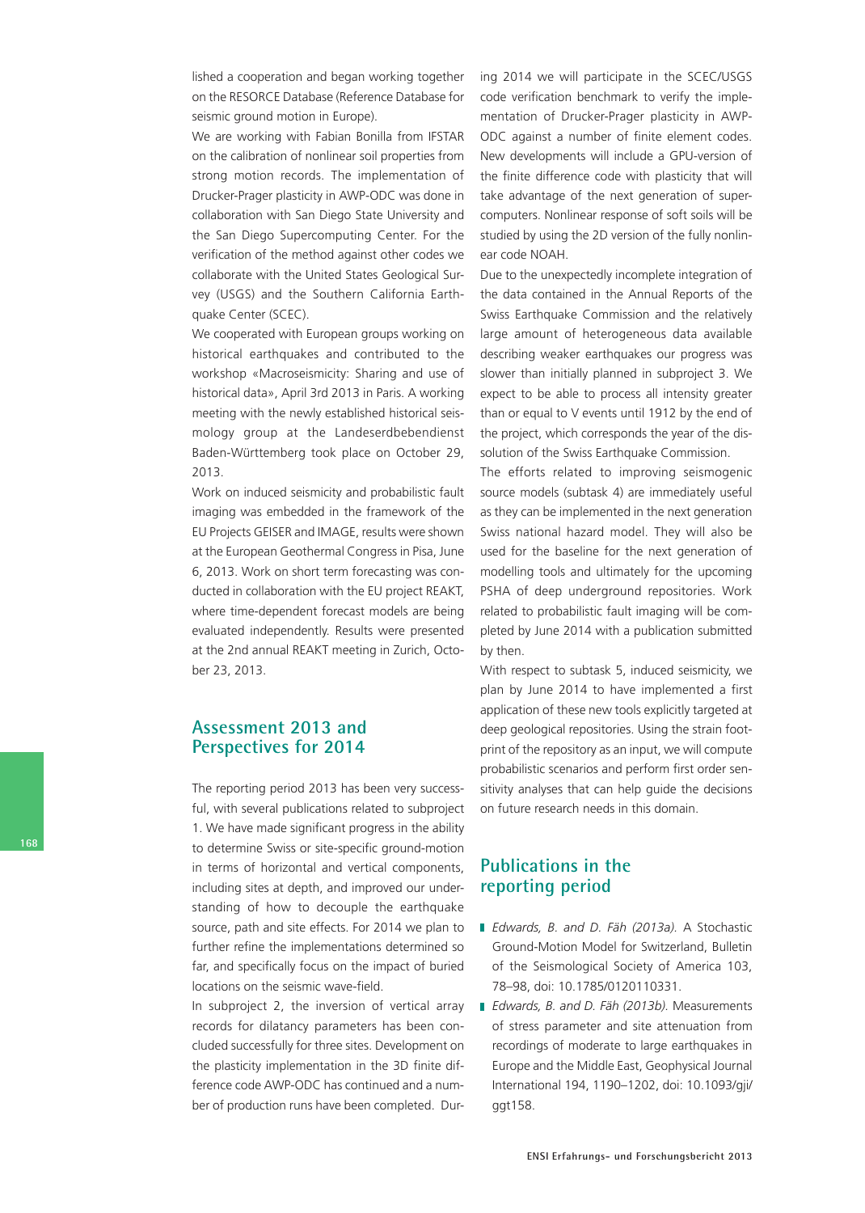lished a cooperation and began working together on the RESORCE Database (Reference Database for seismic ground motion in Europe).

We are working with Fabian Bonilla from IFSTAR on the calibration of nonlinear soil properties from strong motion records. The implementation of Drucker-Prager plasticity in AWP-ODC was done in collaboration with San Diego State University and the San Diego Supercomputing Center. For the verification of the method against other codes we collaborate with the United States Geological Survey (USGS) and the Southern California Earthquake Center (SCEC).

We cooperated with European groups working on historical earthquakes and contributed to the workshop «Macroseismicity: Sharing and use of historical data», April 3rd 2013 in Paris. A working meeting with the newly established historical seismology group at the Landeserdbebendienst Baden-Württemberg took place on October 29, 2013.

Work on induced seismicity and probabilistic fault imaging was embedded in the framework of the EU Projects GEISER and IMAGE, results were shown at the European Geothermal Congress in Pisa, June 6, 2013. Work on short term forecasting was conducted in collaboration with the EU project REAKT, where time-dependent forecast models are being evaluated independently. Results were presented at the 2nd annual REAKT meeting in Zurich, October 23, 2013.

## Assessment 2013 and Perspectives for 2014

The reporting period 2013 has been very successful, with several publications related to subproject 1. We have made significant progress in the ability to determine Swiss or site-specific ground-motion in terms of horizontal and vertical components, including sites at depth, and improved our understanding of how to decouple the earthquake source, path and site effects. For 2014 we plan to further refine the implementations determined so far, and specifically focus on the impact of buried locations on the seismic wave-field.

In subproject 2, the inversion of vertical array records for dilatancy parameters has been concluded successfully for three sites. Development on the plasticity implementation in the 3D finite difference code AWP-ODC has continued and a number of production runs have been completed. During 2014 we will participate in the SCEC/USGS code verification benchmark to verify the implementation of Drucker-Prager plasticity in AWP-ODC against a number of finite element codes. New developments will include a GPU-version of the finite difference code with plasticity that will take advantage of the next generation of supercomputers. Nonlinear response of soft soils will be studied by using the 2D version of the fully nonlinear code NOAH.

Due to the unexpectedly incomplete integration of the data contained in the Annual Reports of the Swiss Earthquake Commission and the relatively large amount of heterogeneous data available describing weaker earthquakes our progress was slower than initially planned in subproject 3. We expect to be able to process all intensity greater than or equal to V events until 1912 by the end of the project, which corresponds the year of the dissolution of the Swiss Earthquake Commission.

The efforts related to improving seismogenic source models (subtask 4) are immediately useful as they can be implemented in the next generation Swiss national hazard model. They will also be used for the baseline for the next generation of modelling tools and ultimately for the upcoming PSHA of deep underground repositories. Work related to probabilistic fault imaging will be completed by June 2014 with a publication submitted by then.

With respect to subtask 5, induced seismicity, we plan by June 2014 to have implemented a first application of these new tools explicitly targeted at deep geological repositories. Using the strain footprint of the repository as an input, we will compute probabilistic scenarios and perform first order sensitivity analyses that can help guide the decisions on future research needs in this domain.

## Publications in the reporting period

- *Edwards, B. and D. Fäh (2013a).* A Stochastic Ground-Motion Model for Switzerland, Bulletin of the Seismological Society of America 103, 78–98, doi: 10.1785/0120110331.
- *Edwards, B. and D. Fäh (2013b).* Measurements of stress parameter and site attenuation from recordings of moderate to large earthquakes in Europe and the Middle East, Geophysical Journal International 194, 1190–1202, doi: 10.1093/gji/ggt158.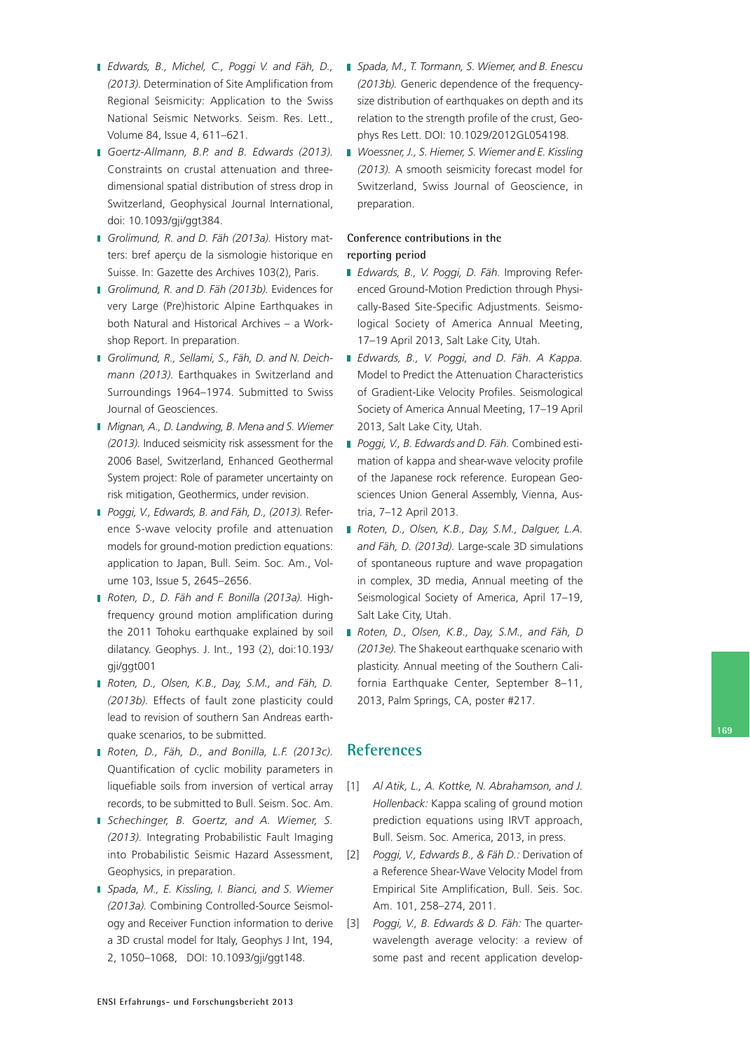- *Edwards, B., Michel, C., Poggi V. and Fäh, D., (2013).* Determination of Site Amplification from Regional Seismicity: Application to the Swiss National Seismic Networks. Seism. Res. Lett., Volume 84, Issue 4, 611–621.
- *Goertz-Allmann, B.P. and B. Edwards (2013).* Constraints on crustal attenuation and three-dimensional spatial distribution of stress drop in Switzerland, Geophysical Journal International, doi: 10.1093/gji/ggt384.
- *Grolimund, R. and D. Fäh (2013a).* History matters: bref aperçu de la sismologie historique en Suisse. In: Gazette des Archives 103(2), Paris.
- *Grolimund, R. and D. Fäh (2013b).* Evidences for very Large (Pre)historic Alpine Earthquakes in both Natural and Historical Archives – a Workshop Report. In preparation.
- *Grolimund, R., Sellami, S., Fäh, D. and N. Deichmann (2013).* Earthquakes in Switzerland and Surroundings 1964–1974. Submitted to Swiss Journal of Geosciences.
- *Mignan, A., D. Landwing, B. Mena and S. Wiemer (2013).* Induced seismicity risk assessment for the 2006 Basel, Switzerland, Enhanced Geothermal System project: Role of parameter uncertainty on risk mitigation, Geothermics, under revision.
- *Poggi, V., Edwards, B. and Fäh, D., (2013).* Reference S-wave velocity profile and attenuation models for ground-motion prediction equations: application to Japan, Bull. Seim. Soc. Am., Volume 103, Issue 5, 2645–2656.
- *Roten, D., D. Fäh and F. Bonilla (2013a).* High-frequency ground motion amplification during the 2011 Tohoku earthquake explained by soil dilatancy. Geophys. J. Int., 193 (2), doi:10.193/gji/ggt001
- *Roten, D., Olsen, K.B., Day, S.M., and Fäh, D. (2013b).* Effects of fault zone plasticity could lead to revision of southern San Andreas earthquake scenarios, to be submitted.
- *Roten, D., Fäh, D., and Bonilla, L.F. (2013c).* Quantification of cyclic mobility parameters in liquefiable soils from inversion of vertical array records, to be submitted to Bull. Seism. Soc. Am.
- *Schechinger, B. Goertz, and A. Wiemer, S. (2013).* Integrating Probabilistic Fault Imaging into Probabilistic Seismic Hazard Assessment, Geophysics, in preparation.
- *Spada, M., E. Kissling, I. Bianci, and S. Wiemer (2013a).* Combining Controlled-Source Seismology and Receiver Function information to derive a 3D crustal model for Italy, Geophys J Int, 194, 2, 1050–1068, DOI: 10.1093/gji/ggt148.
- *Spada, M., T. Tormann, S. Wiemer, and B. Enescu (2013b).* Generic dependence of the frequency-size distribution of earthquakes on depth and its relation to the strength profile of the crust, Geophys Res Lett. DOI: 10.1029/2012GL054198.
- *Woessner, J., S. Hiemer, S. Wiemer and E. Kissling (2013).* A smooth seismicity forecast model for Switzerland, Swiss Journal of Geoscience, in preparation.

**Conference contributions in the reporting period**

- *Edwards, B., V. Poggi, D. Fäh.* Improving Referenced Ground-Motion Prediction through Physically-Based Site-Specific Adjustments. Seismological Society of America Annual Meeting, 17–19 April 2013, Salt Lake City, Utah.
- *Edwards, B., V. Poggi, and D. Fäh. A Kappa.* Model to Predict the Attenuation Characteristics of Gradient-Like Velocity Profiles. Seismological Society of America Annual Meeting, 17–19 April 2013, Salt Lake City, Utah.
- *Poggi, V., B. Edwards and D. Fäh.* Combined estimation of kappa and shear-wave velocity profile of the Japanese rock reference. European Geosciences Union General Assembly, Vienna, Austria, 7–12 April 2013.
- *Roten, D., Olsen, K.B., Day, S.M., Dalguer, L.A. and Fäh, D. (2013d).* Large-scale 3D simulations of spontaneous rupture and wave propagation in complex, 3D media, Annual meeting of the Seismological Society of America, April 17–19, Salt Lake City, Utah.
- *Roten, D., Olsen, K.B., Day, S.M., and Fäh, D (2013e).* The Shakeout earthquake scenario with plasticity. Annual meeting of the Southern California Earthquake Center, September 8–11, 2013, Palm Springs, CA, poster #217.

## References

[1] *Al Atik, L., A. Kottke, N. Abrahamson, and J. Hollenback:* Kappa scaling of ground motion prediction equations using IRVT approach, Bull. Seism. Soc. America, 2013, in press.

[2] *Poggi, V., Edwards B., & Fäh D.:* Derivation of a Reference Shear-Wave Velocity Model from Empirical Site Amplification, Bull. Seis. Soc. Am. 101, 258–274, 2011.

[3] *Poggi, V., B. Edwards & D. Fäh:* The quarter-wavelength average velocity: a review of some past and recent application develop-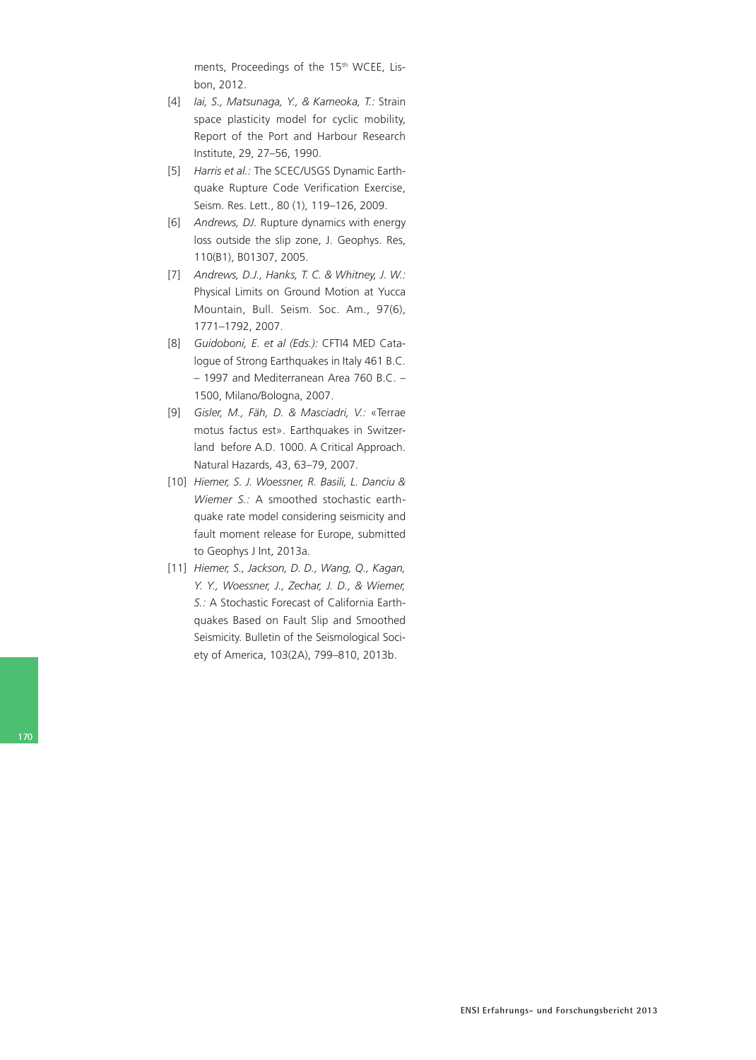ments, Proceedings of the 15th WCEE, Lisbon, 2012.

[4] *Iai, S., Matsunaga, Y., & Kameoka, T.:* Strain space plasticity model for cyclic mobility, Report of the Port and Harbour Research Institute, 29, 27–56, 1990.

[5] *Harris et al.:* The SCEC/USGS Dynamic Earthquake Rupture Code Verification Exercise, Seism. Res. Lett., 80 (1), 119–126, 2009.

[6] *Andrews, DJ.* Rupture dynamics with energy loss outside the slip zone, J. Geophys. Res, 110(B1), B01307, 2005.

[7] *Andrews, D.J., Hanks, T. C. & Whitney, J. W.:* Physical Limits on Ground Motion at Yucca Mountain, Bull. Seism. Soc. Am., 97(6), 1771–1792, 2007.

[8] *Guidoboni, E. et al (Eds.):* CFTI4 MED Catalogue of Strong Earthquakes in Italy 461 B.C. – 1997 and Mediterranean Area 760 B.C. – 1500, Milano/Bologna, 2007.

[9] *Gisler, M., Fäh, D. & Masciadri, V.:* «Terrae motus factus est». Earthquakes in Switzerland before A.D. 1000. A Critical Approach. Natural Hazards, 43, 63–79, 2007.

[10] *Hiemer, S. J. Woessner, R. Basili, L. Danciu & Wiemer S.:* A smoothed stochastic earthquake rate model considering seismicity and fault moment release for Europe, submitted to Geophys J Int, 2013a.

[11] *Hiemer, S., Jackson, D. D., Wang, Q., Kagan, Y. Y., Woessner, J., Zechar, J. D., & Wiemer, S.:* A Stochastic Forecast of California Earthquakes Based on Fault Slip and Smoothed Seismicity. Bulletin of the Seismological Society of America, 103(2A), 799–810, 2013b.